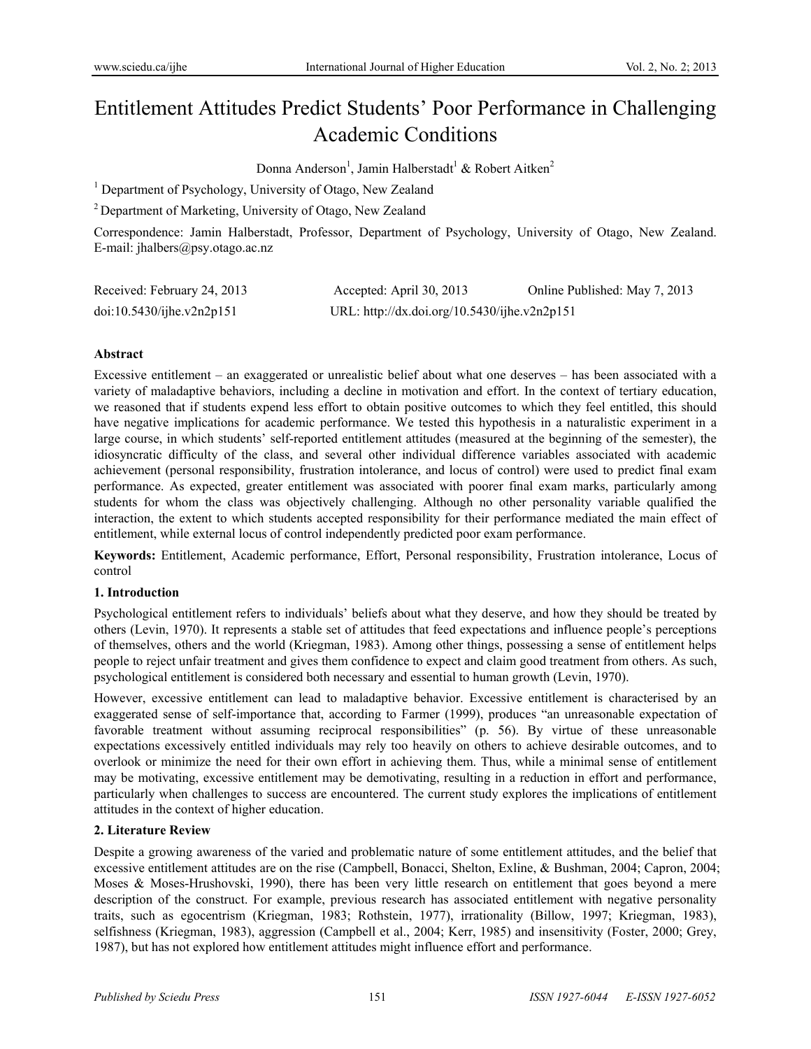# Entitlement Attitudes Predict Students' Poor Performance in Challenging Academic Conditions

Donna Anderson[1], Jamin Halberstadt[1] & Robert Aitken[2]

[1] Department of Psychology, University of Otago, New Zealand

[2] Department of Marketing, University of Otago, New Zealand

Correspondence: Jamin Halberstadt, Professor, Department of Psychology, University of Otago, New Zealand. E-mail: jhalbers@psy.otago.ac.nz

Received: February 24, 2013 Accepted: April 30, 2013 Online Published: May 7, 2013

doi:10.5430/ijhe.v2n2p151 URL: http://dx.doi.org/10.5430/ijhe.v2n2p151

**Abstract**

Excessive entitlement – an exaggerated or unrealistic belief about what one deserves – has been associated with a variety of maladaptive behaviors, including a decline in motivation and effort. In the context of tertiary education, we reasoned that if students expend less effort to obtain positive outcomes to which they feel entitled, this should have negative implications for academic performance. We tested this hypothesis in a naturalistic experiment in a large course, in which students' self-reported entitlement attitudes (measured at the beginning of the semester), the idiosyncratic difficulty of the class, and several other individual difference variables associated with academic achievement (personal responsibility, frustration intolerance, and locus of control) were used to predict final exam performance. As expected, greater entitlement was associated with poorer final exam marks, particularly among students for whom the class was objectively challenging. Although no other personality variable qualified the interaction, the extent to which students accepted responsibility for their performance mediated the main effect of entitlement, while external locus of control independently predicted poor exam performance.

**Keywords:** Entitlement, Academic performance, Effort, Personal responsibility, Frustration intolerance, Locus of control

## 1. Introduction

Psychological entitlement refers to individuals' beliefs about what they deserve, and how they should be treated by others (Levin, 1970). It represents a stable set of attitudes that feed expectations and influence people's perceptions of themselves, others and the world (Kriegman, 1983). Among other things, possessing a sense of entitlement helps people to reject unfair treatment and gives them confidence to expect and claim good treatment from others. As such, psychological entitlement is considered both necessary and essential to human growth (Levin, 1970).

However, excessive entitlement can lead to maladaptive behavior. Excessive entitlement is characterised by an exaggerated sense of self-importance that, according to Farmer (1999), produces "an unreasonable expectation of favorable treatment without assuming reciprocal responsibilities" (p. 56). By virtue of these unreasonable expectations excessively entitled individuals may rely too heavily on others to achieve desirable outcomes, and to overlook or minimize the need for their own effort in achieving them. Thus, while a minimal sense of entitlement may be motivating, excessive entitlement may be demotivating, resulting in a reduction in effort and performance, particularly when challenges to success are encountered. The current study explores the implications of entitlement attitudes in the context of higher education.

## 2. Literature Review

Despite a growing awareness of the varied and problematic nature of some entitlement attitudes, and the belief that excessive entitlement attitudes are on the rise (Campbell, Bonacci, Shelton, Exline, & Bushman, 2004; Capron, 2004; Moses & Moses-Hrushovski, 1990), there has been very little research on entitlement that goes beyond a mere description of the construct. For example, previous research has associated entitlement with negative personality traits, such as egocentrism (Kriegman, 1983; Rothstein, 1977), irrationality (Billow, 1997; Kriegman, 1983), selfishness (Kriegman, 1983), aggression (Campbell et al., 2004; Kerr, 1985) and insensitivity (Foster, 2000; Grey, 1987), but has not explored how entitlement attitudes might influence effort and performance.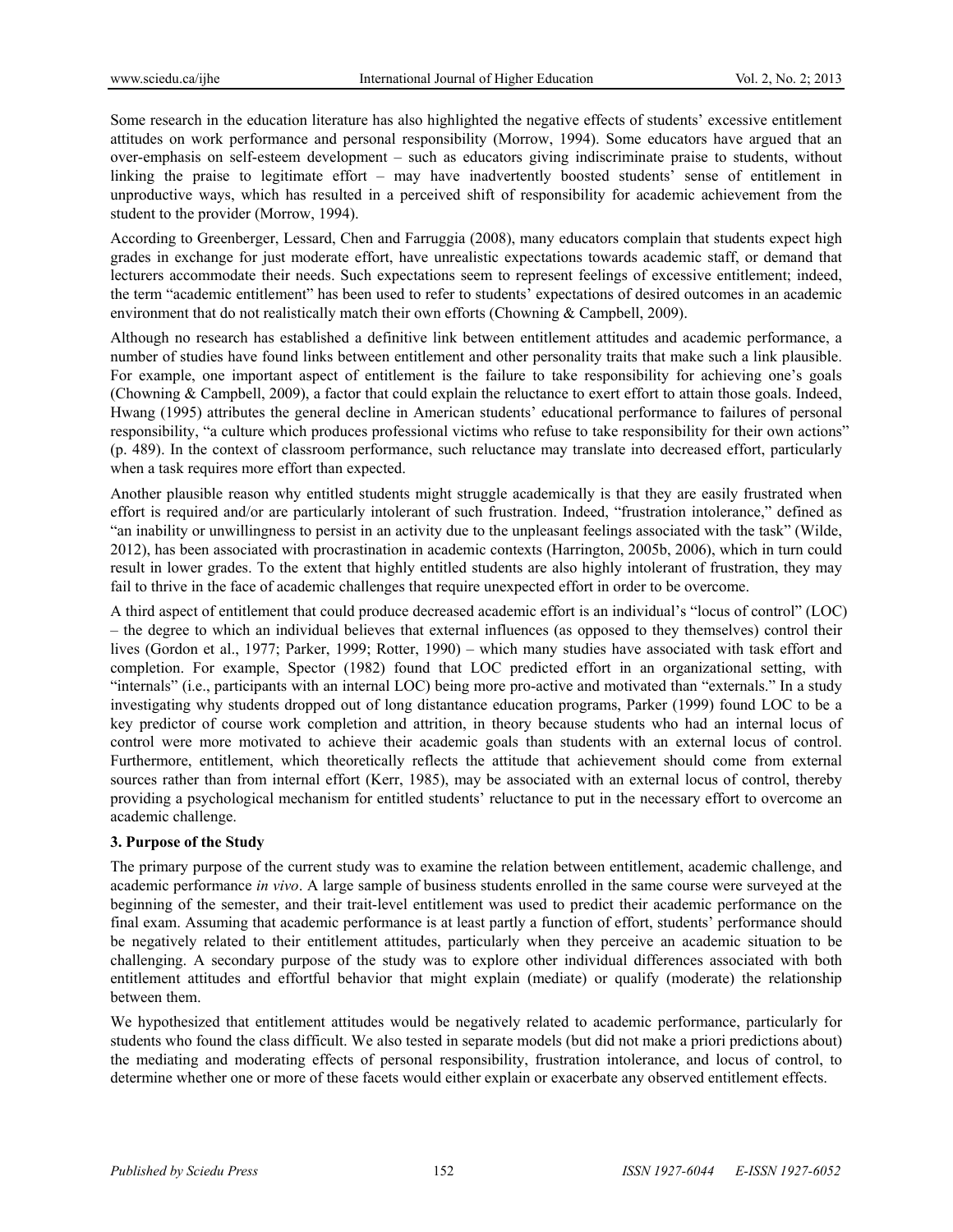Some research in the education literature has also highlighted the negative effects of students' excessive entitlement attitudes on work performance and personal responsibility (Morrow, 1994). Some educators have argued that an over-emphasis on self-esteem development – such as educators giving indiscriminate praise to students, without linking the praise to legitimate effort – may have inadvertently boosted students' sense of entitlement in unproductive ways, which has resulted in a perceived shift of responsibility for academic achievement from the student to the provider (Morrow, 1994).

According to Greenberger, Lessard, Chen and Farruggia (2008), many educators complain that students expect high grades in exchange for just moderate effort, have unrealistic expectations towards academic staff, or demand that lecturers accommodate their needs. Such expectations seem to represent feelings of excessive entitlement; indeed, the term "academic entitlement" has been used to refer to students' expectations of desired outcomes in an academic environment that do not realistically match their own efforts (Chowning & Campbell, 2009).

Although no research has established a definitive link between entitlement attitudes and academic performance, a number of studies have found links between entitlement and other personality traits that make such a link plausible. For example, one important aspect of entitlement is the failure to take responsibility for achieving one's goals (Chowning & Campbell, 2009), a factor that could explain the reluctance to exert effort to attain those goals. Indeed, Hwang (1995) attributes the general decline in American students' educational performance to failures of personal responsibility, "a culture which produces professional victims who refuse to take responsibility for their own actions" (p. 489). In the context of classroom performance, such reluctance may translate into decreased effort, particularly when a task requires more effort than expected.

Another plausible reason why entitled students might struggle academically is that they are easily frustrated when effort is required and/or are particularly intolerant of such frustration. Indeed, "frustration intolerance," defined as "an inability or unwillingness to persist in an activity due to the unpleasant feelings associated with the task" (Wilde, 2012), has been associated with procrastination in academic contexts (Harrington, 2005b, 2006), which in turn could result in lower grades. To the extent that highly entitled students are also highly intolerant of frustration, they may fail to thrive in the face of academic challenges that require unexpected effort in order to be overcome.

A third aspect of entitlement that could produce decreased academic effort is an individual's "locus of control" (LOC) – the degree to which an individual believes that external influences (as opposed to they themselves) control their lives (Gordon et al., 1977; Parker, 1999; Rotter, 1990) – which many studies have associated with task effort and completion. For example, Spector (1982) found that LOC predicted effort in an organizational setting, with "internals" (i.e., participants with an internal LOC) being more pro-active and motivated than "externals." In a study investigating why students dropped out of long distantance education programs, Parker (1999) found LOC to be a key predictor of course work completion and attrition, in theory because students who had an internal locus of control were more motivated to achieve their academic goals than students with an external locus of control. Furthermore, entitlement, which theoretically reflects the attitude that achievement should come from external sources rather than from internal effort (Kerr, 1985), may be associated with an external locus of control, thereby providing a psychological mechanism for entitled students' reluctance to put in the necessary effort to overcome an academic challenge.

### 3. Purpose of the Study

The primary purpose of the current study was to examine the relation between entitlement, academic challenge, and academic performance *in vivo*. A large sample of business students enrolled in the same course were surveyed at the beginning of the semester, and their trait-level entitlement was used to predict their academic performance on the final exam. Assuming that academic performance is at least partly a function of effort, students' performance should be negatively related to their entitlement attitudes, particularly when they perceive an academic situation to be challenging. A secondary purpose of the study was to explore other individual differences associated with both entitlement attitudes and effortful behavior that might explain (mediate) or qualify (moderate) the relationship between them.

We hypothesized that entitlement attitudes would be negatively related to academic performance, particularly for students who found the class difficult. We also tested in separate models (but did not make a priori predictions about) the mediating and moderating effects of personal responsibility, frustration intolerance, and locus of control, to determine whether one or more of these facets would either explain or exacerbate any observed entitlement effects.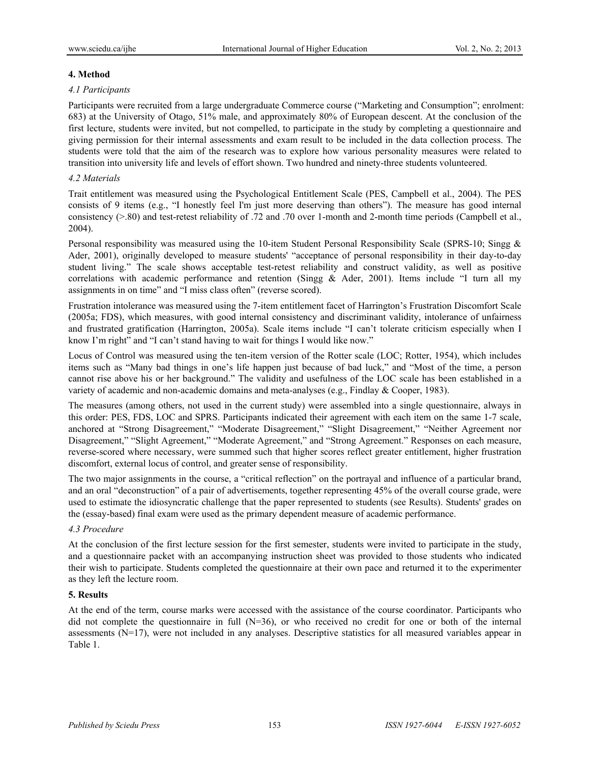## 4. Method

### *4.1 Participants*

Participants were recruited from a large undergraduate Commerce course ("Marketing and Consumption"; enrolment: 683) at the University of Otago, 51% male, and approximately 80% of European descent. At the conclusion of the first lecture, students were invited, but not compelled, to participate in the study by completing a questionnaire and giving permission for their internal assessments and exam result to be included in the data collection process. The students were told that the aim of the research was to explore how various personality measures were related to transition into university life and levels of effort shown. Two hundred and ninety-three students volunteered.

### *4.2 Materials*

Trait entitlement was measured using the Psychological Entitlement Scale (PES, Campbell et al., 2004). The PES consists of 9 items (e.g., "I honestly feel I'm just more deserving than others"). The measure has good internal consistency (>.80) and test-retest reliability of .72 and .70 over 1-month and 2-month time periods (Campbell et al., 2004).

Personal responsibility was measured using the 10-item Student Personal Responsibility Scale (SPRS-10; Singg & Ader, 2001), originally developed to measure students' "acceptance of personal responsibility in their day-to-day student living." The scale shows acceptable test-retest reliability and construct validity, as well as positive correlations with academic performance and retention (Singg & Ader, 2001). Items include "I turn all my assignments in on time" and "I miss class often" (reverse scored).

Frustration intolerance was measured using the 7-item entitlement facet of Harrington's Frustration Discomfort Scale (2005a; FDS), which measures, with good internal consistency and discriminant validity, intolerance of unfairness and frustrated gratification (Harrington, 2005a). Scale items include "I can't tolerate criticism especially when I know I'm right" and "I can't stand having to wait for things I would like now."

Locus of Control was measured using the ten-item version of the Rotter scale (LOC; Rotter, 1954), which includes items such as "Many bad things in one's life happen just because of bad luck," and "Most of the time, a person cannot rise above his or her background." The validity and usefulness of the LOC scale has been established in a variety of academic and non-academic domains and meta-analyses (e.g., Findlay & Cooper, 1983).

The measures (among others, not used in the current study) were assembled into a single questionnaire, always in this order: PES, FDS, LOC and SPRS. Participants indicated their agreement with each item on the same 1-7 scale, anchored at "Strong Disagreement," "Moderate Disagreement," "Slight Disagreement," "Neither Agreement nor Disagreement," "Slight Agreement," "Moderate Agreement," and "Strong Agreement." Responses on each measure, reverse-scored where necessary, were summed such that higher scores reflect greater entitlement, higher frustration discomfort, external locus of control, and greater sense of responsibility.

The two major assignments in the course, a "critical reflection" on the portrayal and influence of a particular brand, and an oral "deconstruction" of a pair of advertisements, together representing 45% of the overall course grade, were used to estimate the idiosyncratic challenge that the paper represented to students (see Results). Students' grades on the (essay-based) final exam were used as the primary dependent measure of academic performance.

### *4.3 Procedure*

At the conclusion of the first lecture session for the first semester, students were invited to participate in the study, and a questionnaire packet with an accompanying instruction sheet was provided to those students who indicated their wish to participate. Students completed the questionnaire at their own pace and returned it to the experimenter as they left the lecture room.

## 5. Results

At the end of the term, course marks were accessed with the assistance of the course coordinator. Participants who did not complete the questionnaire in full (N=36), or who received no credit for one or both of the internal assessments (N=17), were not included in any analyses. Descriptive statistics for all measured variables appear in Table 1.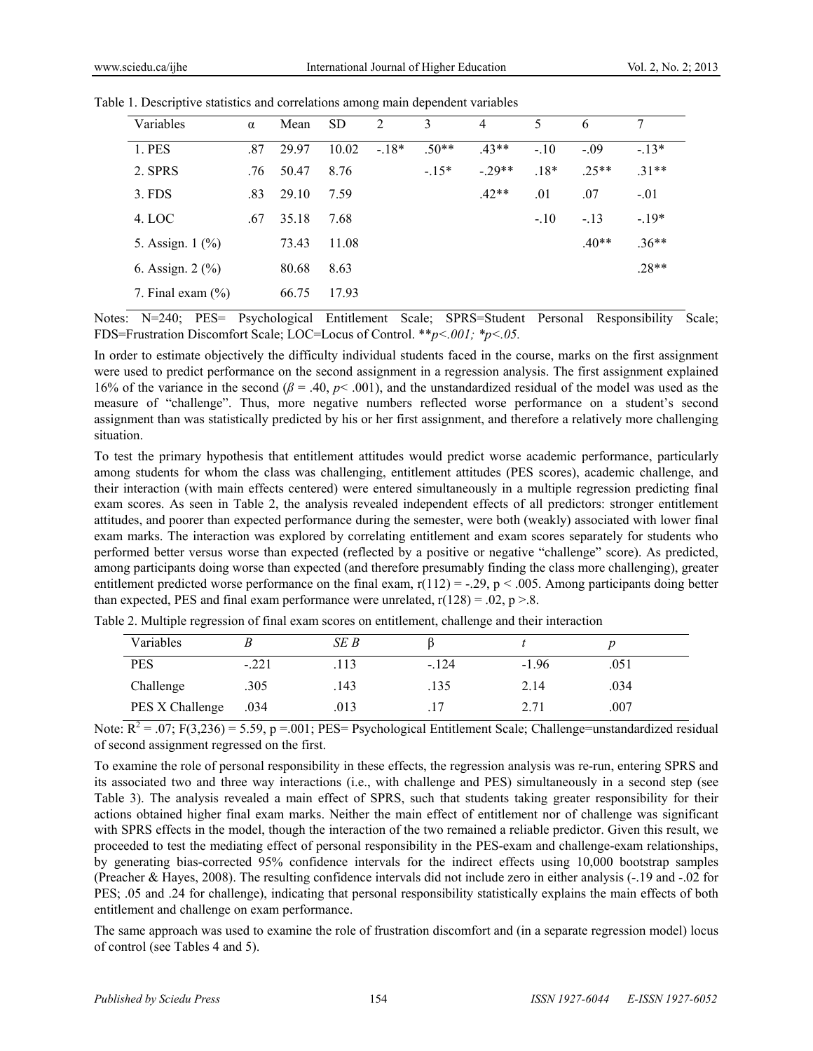Table 1. Descriptive statistics and correlations among main dependent variables

| Variables | α | Mean | SD | 2 | 3 | 4 | 5 | 6 | 7 |
|---|---|---|---|---|---|---|---|---|---|
| 1. PES | .87 | 29.97 | 10.02 | -.18* | .50** | .43** | -.10 | -.09 | -.13* |
| 2. SPRS | .76 | 50.47 | 8.76 | | -.15* | -.29** | .18* | .25** | .31** |
| 3. FDS | .83 | 29.10 | 7.59 | | | .42** | .01 | .07 | -.01 |
| 4. LOC | .67 | 35.18 | 7.68 | | | | -.10 | -.13 | -.19* |
| 5. Assign. 1 (%) | | 73.43 | 11.08 | | | | | .40** | .36** |
| 6. Assign. 2 (%) | | 80.68 | 8.63 | | | | | | .28** |
| 7. Final exam (%) | | 66.75 | 17.93 | | | | | | |

Notes: N=240; PES= Psychological Entitlement Scale; SPRS=Student Personal Responsibility Scale; FDS=Frustration Discomfort Scale; LOC=Locus of Control. ***p*<.001; **p*<.05.*

In order to estimate objectively the difficulty individual students faced in the course, marks on the first assignment were used to predict performance on the second assignment in a regression analysis. The first assignment explained 16% of the variance in the second ($\beta = .40$, $p < .001$), and the unstandardized residual of the model was used as the measure of "challenge". Thus, more negative numbers reflected worse performance on a student's second assignment than was statistically predicted by his or her first assignment, and therefore a relatively more challenging situation.

To test the primary hypothesis that entitlement attitudes would predict worse academic performance, particularly among students for whom the class was challenging, entitlement attitudes (PES scores), academic challenge, and their interaction (with main effects centered) were entered simultaneously in a multiple regression predicting final exam scores. As seen in Table 2, the analysis revealed independent effects of all predictors: stronger entitlement attitudes, and poorer than expected performance during the semester, were both (weakly) associated with lower final exam marks. The interaction was explored by correlating entitlement and exam scores separately for students who performed better versus worse than expected (reflected by a positive or negative "challenge" score). As predicted, among participants doing worse than expected (and therefore presumably finding the class more challenging), greater entitlement predicted worse performance on the final exam, $r(112) = -.29$, $p < .005$. Among participants doing better than expected, PES and final exam performance were unrelated, $r(128) = .02$, $p > .8$.

Table 2. Multiple regression of final exam scores on entitlement, challenge and their interaction

| Variables | *B* | *SE B* | β | *t* | *p* |
|---|---|---|---|---|---|
| PES | -.221 | .113 | -.124 | -1.96 | .051 |
| Challenge | .305 | .143 | .135 | 2.14 | .034 |
| PES X Challenge | .034 | .013 | .17 | 2.71 | .007 |

Note: $R^2 = .07$; $F(3,236) = 5.59$, $p = .001$; PES= Psychological Entitlement Scale; Challenge=unstandardized residual of second assignment regressed on the first.

To examine the role of personal responsibility in these effects, the regression analysis was re-run, entering SPRS and its associated two and three way interactions (i.e., with challenge and PES) simultaneously in a second step (see Table 3). The analysis revealed a main effect of SPRS, such that students taking greater responsibility for their actions obtained higher final exam marks. Neither the main effect of entitlement nor of challenge was significant with SPRS effects in the model, though the interaction of the two remained a reliable predictor. Given this result, we proceeded to test the mediating effect of personal responsibility in the PES-exam and challenge-exam relationships, by generating bias-corrected 95% confidence intervals for the indirect effects using 10,000 bootstrap samples (Preacher & Hayes, 2008). The resulting confidence intervals did not include zero in either analysis (-.19 and -.02 for PES; .05 and .24 for challenge), indicating that personal responsibility statistically explains the main effects of both entitlement and challenge on exam performance.

The same approach was used to examine the role of frustration discomfort and (in a separate regression model) locus of control (see Tables 4 and 5).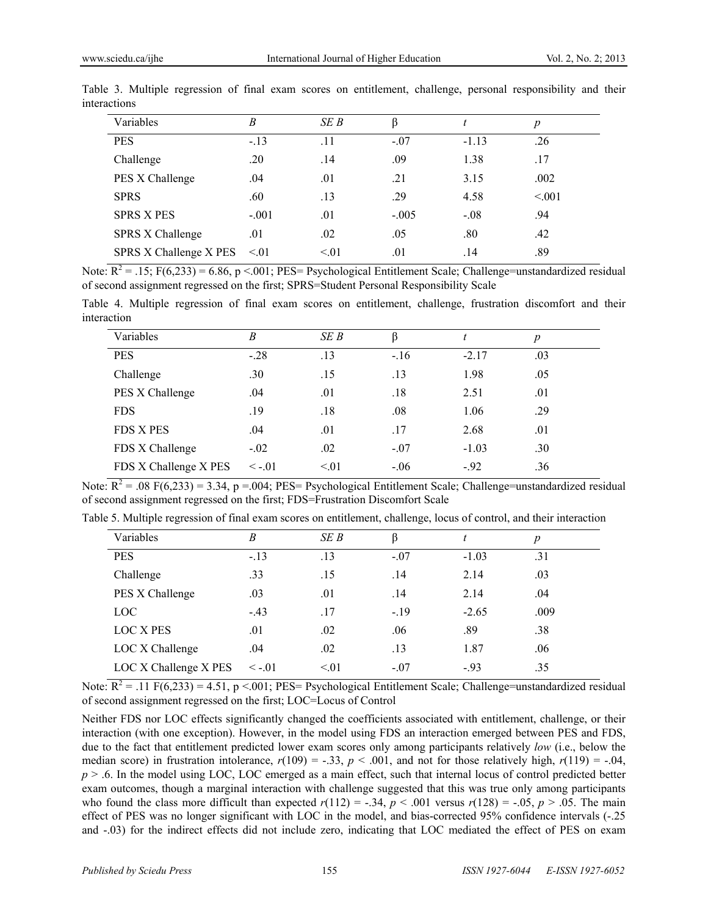Table 3. Multiple regression of final exam scores on entitlement, challenge, personal responsibility and their interactions

| Variables | *B* | *SE B* | β | *t* | *p* |
|---|---|---|---|---|---|
| PES | -.13 | .11 | -.07 | -1.13 | .26 |
| Challenge | .20 | .14 | .09 | 1.38 | .17 |
| PES X Challenge | .04 | .01 | .21 | 3.15 | .002 |
| SPRS | .60 | .13 | .29 | 4.58 | <.001 |
| SPRS X PES | -.001 | .01 | -.005 | -.08 | .94 |
| SPRS X Challenge | .01 | .02 | .05 | .80 | .42 |
| SPRS X Challenge X PES | <.01 | <.01 | .01 | .14 | .89 |

Note: $R^2 = .15$; $F(6,233) = 6.86$, $p < .001$; PES= Psychological Entitlement Scale; Challenge=unstandardized residual of second assignment regressed on the first; SPRS=Student Personal Responsibility Scale

Table 4. Multiple regression of final exam scores on entitlement, challenge, frustration discomfort and their interaction

| Variables | *B* | *SE B* | β | *t* | *p* |
|---|---|---|---|---|---|
| PES | -.28 | .13 | -.16 | -2.17 | .03 |
| Challenge | .30 | .15 | .13 | 1.98 | .05 |
| PES X Challenge | .04 | .01 | .18 | 2.51 | .01 |
| FDS | .19 | .18 | .08 | 1.06 | .29 |
| FDS X PES | .04 | .01 | .17 | 2.68 | .01 |
| FDS X Challenge | -.02 | .02 | -.07 | -1.03 | .30 |
| FDS X Challenge X PES | < -.01 | <.01 | -.06 | -.92 | .36 |

Note: $R^2 = .08$ $F(6,233) = 3.34$, $p = .004$; PES= Psychological Entitlement Scale; Challenge=unstandardized residual of second assignment regressed on the first; FDS=Frustration Discomfort Scale

Table 5. Multiple regression of final exam scores on entitlement, challenge, locus of control, and their interaction

| Variables | *B* | *SE B* | β | *t* | *p* |
|---|---|---|---|---|---|
| PES | -.13 | .13 | -.07 | -1.03 | .31 |
| Challenge | .33 | .15 | .14 | 2.14 | .03 |
| PES X Challenge | .03 | .01 | .14 | 2.14 | .04 |
| LOC | -.43 | .17 | -.19 | -2.65 | .009 |
| LOC X PES | .01 | .02 | .06 | .89 | .38 |
| LOC X Challenge | .04 | .02 | .13 | 1.87 | .06 |
| LOC X Challenge X PES | < -.01 | <.01 | -.07 | -.93 | .35 |

Note: $R^2 = .11$ $F(6,233) = 4.51$, $p < .001$; PES= Psychological Entitlement Scale; Challenge=unstandardized residual of second assignment regressed on the first; LOC=Locus of Control

Neither FDS nor LOC effects significantly changed the coefficients associated with entitlement, challenge, or their interaction (with one exception). However, in the model using FDS an interaction emerged between PES and FDS, due to the fact that entitlement predicted lower exam scores only among participants relatively *low* (i.e., below the median score) in frustration intolerance, $r(109) = -.33$, $p < .001$, and not for those relatively high, $r(119) = -.04$, $p > .6$. In the model using LOC, LOC emerged as a main effect, such that internal locus of control predicted better exam outcomes, though a marginal interaction with challenge suggested that this was true only among participants who found the class more difficult than expected $r(112) = -.34$, $p < .001$ versus $r(128) = -.05$, $p > .05$. The main effect of PES was no longer significant with LOC in the model, and bias-corrected 95% confidence intervals (-.25 and -.03) for the indirect effects did not include zero, indicating that LOC mediated the effect of PES on exam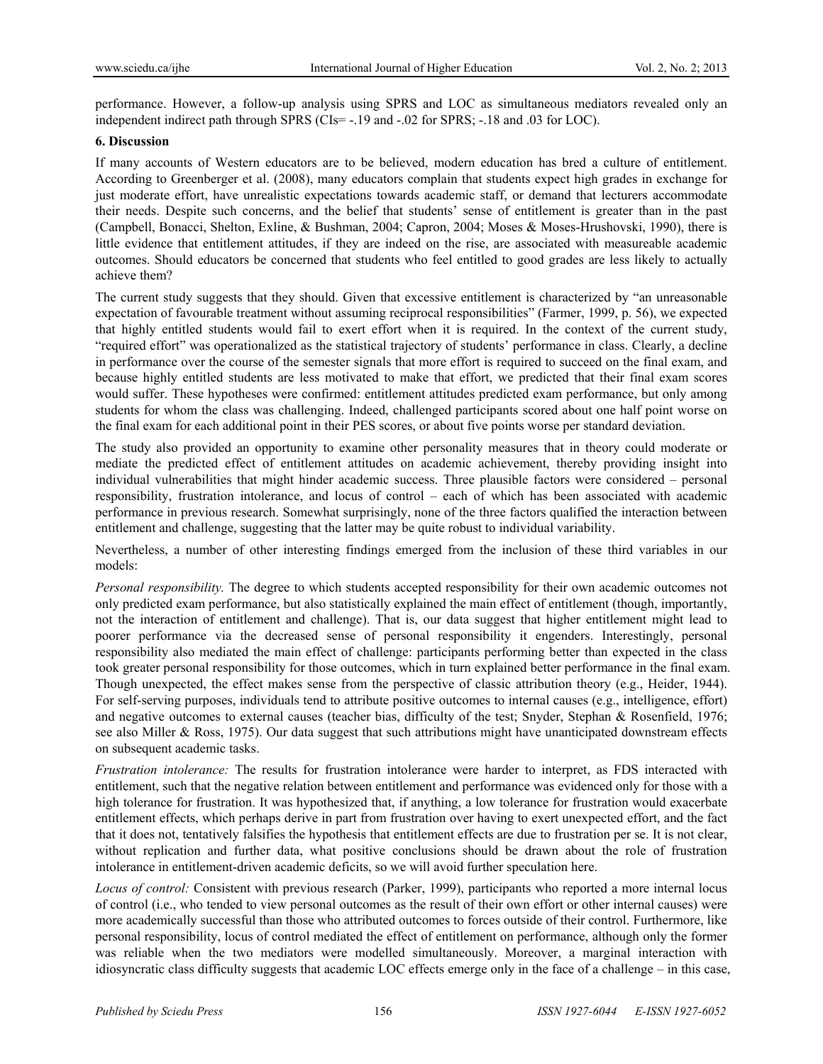performance. However, a follow-up analysis using SPRS and LOC as simultaneous mediators revealed only an independent indirect path through SPRS (CIs= -.19 and -.02 for SPRS; -.18 and .03 for LOC).

## 6. Discussion

If many accounts of Western educators are to be believed, modern education has bred a culture of entitlement. According to Greenberger et al. (2008), many educators complain that students expect high grades in exchange for just moderate effort, have unrealistic expectations towards academic staff, or demand that lecturers accommodate their needs. Despite such concerns, and the belief that students' sense of entitlement is greater than in the past (Campbell, Bonacci, Shelton, Exline, & Bushman, 2004; Capron, 2004; Moses & Moses-Hrushovski, 1990), there is little evidence that entitlement attitudes, if they are indeed on the rise, are associated with measureable academic outcomes. Should educators be concerned that students who feel entitled to good grades are less likely to actually achieve them?

The current study suggests that they should. Given that excessive entitlement is characterized by "an unreasonable expectation of favourable treatment without assuming reciprocal responsibilities" (Farmer, 1999, p. 56), we expected that highly entitled students would fail to exert effort when it is required. In the context of the current study, "required effort" was operationalized as the statistical trajectory of students' performance in class. Clearly, a decline in performance over the course of the semester signals that more effort is required to succeed on the final exam, and because highly entitled students are less motivated to make that effort, we predicted that their final exam scores would suffer. These hypotheses were confirmed: entitlement attitudes predicted exam performance, but only among students for whom the class was challenging. Indeed, challenged participants scored about one half point worse on the final exam for each additional point in their PES scores, or about five points worse per standard deviation.

The study also provided an opportunity to examine other personality measures that in theory could moderate or mediate the predicted effect of entitlement attitudes on academic achievement, thereby providing insight into individual vulnerabilities that might hinder academic success. Three plausible factors were considered – personal responsibility, frustration intolerance, and locus of control – each of which has been associated with academic performance in previous research. Somewhat surprisingly, none of the three factors qualified the interaction between entitlement and challenge, suggesting that the latter may be quite robust to individual variability.

Nevertheless, a number of other interesting findings emerged from the inclusion of these third variables in our models:

*Personal responsibility.* The degree to which students accepted responsibility for their own academic outcomes not only predicted exam performance, but also statistically explained the main effect of entitlement (though, importantly, not the interaction of entitlement and challenge). That is, our data suggest that higher entitlement might lead to poorer performance via the decreased sense of personal responsibility it engenders. Interestingly, personal responsibility also mediated the main effect of challenge: participants performing better than expected in the class took greater personal responsibility for those outcomes, which in turn explained better performance in the final exam. Though unexpected, the effect makes sense from the perspective of classic attribution theory (e.g., Heider, 1944). For self-serving purposes, individuals tend to attribute positive outcomes to internal causes (e.g., intelligence, effort) and negative outcomes to external causes (teacher bias, difficulty of the test; Snyder, Stephan & Rosenfield, 1976; see also Miller & Ross, 1975). Our data suggest that such attributions might have unanticipated downstream effects on subsequent academic tasks.

*Frustration intolerance:* The results for frustration intolerance were harder to interpret, as FDS interacted with entitlement, such that the negative relation between entitlement and performance was evidenced only for those with a high tolerance for frustration. It was hypothesized that, if anything, a low tolerance for frustration would exacerbate entitlement effects, which perhaps derive in part from frustration over having to exert unexpected effort, and the fact that it does not, tentatively falsifies the hypothesis that entitlement effects are due to frustration per se. It is not clear, without replication and further data, what positive conclusions should be drawn about the role of frustration intolerance in entitlement-driven academic deficits, so we will avoid further speculation here.

*Locus of control:* Consistent with previous research (Parker, 1999), participants who reported a more internal locus of control (i.e., who tended to view personal outcomes as the result of their own effort or other internal causes) were more academically successful than those who attributed outcomes to forces outside of their control. Furthermore, like personal responsibility, locus of control mediated the effect of entitlement on performance, although only the former was reliable when the two mediators were modelled simultaneously. Moreover, a marginal interaction with idiosyncratic class difficulty suggests that academic LOC effects emerge only in the face of a challenge – in this case,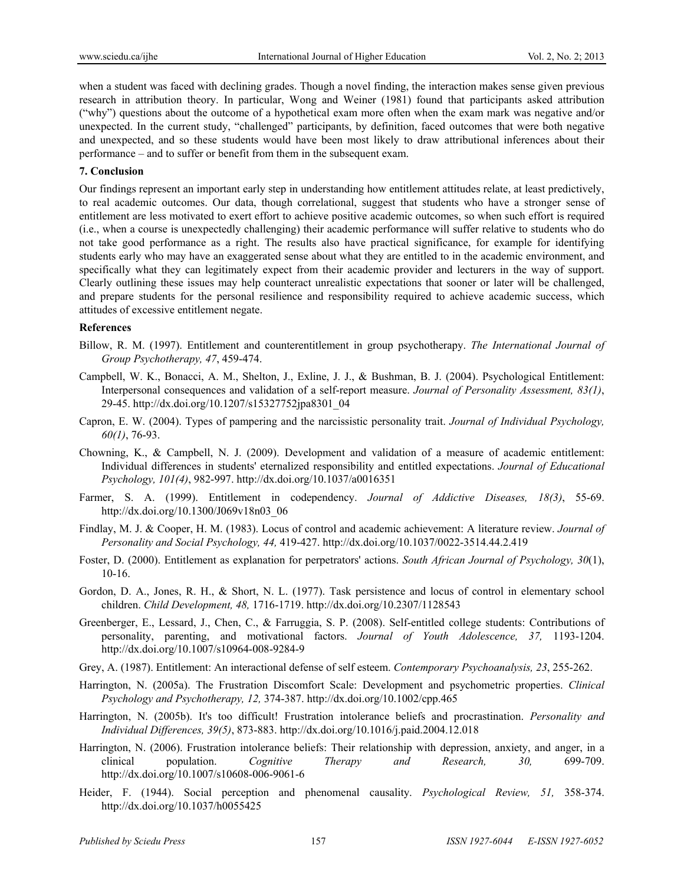when a student was faced with declining grades. Though a novel finding, the interaction makes sense given previous research in attribution theory. In particular, Wong and Weiner (1981) found that participants asked attribution ("why") questions about the outcome of a hypothetical exam more often when the exam mark was negative and/or unexpected. In the current study, "challenged" participants, by definition, faced outcomes that were both negative and unexpected, and so these students would have been most likely to draw attributional inferences about their performance – and to suffer or benefit from them in the subsequent exam.

## 7. Conclusion

Our findings represent an important early step in understanding how entitlement attitudes relate, at least predictively, to real academic outcomes. Our data, though correlational, suggest that students who have a stronger sense of entitlement are less motivated to exert effort to achieve positive academic outcomes, so when such effort is required (i.e., when a course is unexpectedly challenging) their academic performance will suffer relative to students who do not take good performance as a right. The results also have practical significance, for example for identifying students early who may have an exaggerated sense about what they are entitled to in the academic environment, and specifically what they can legitimately expect from their academic provider and lecturers in the way of support. Clearly outlining these issues may help counteract unrealistic expectations that sooner or later will be challenged, and prepare students for the personal resilience and responsibility required to achieve academic success, which attitudes of excessive entitlement negate.

## References

Billow, R. M. (1997). Entitlement and counterentitlement in group psychotherapy. *The International Journal of Group Psychotherapy, 47*, 459-474.

Campbell, W. K., Bonacci, A. M., Shelton, J., Exline, J. J., & Bushman, B. J. (2004). Psychological Entitlement: Interpersonal consequences and validation of a self-report measure. *Journal of Personality Assessment, 83(1)*, 29-45. http://dx.doi.org/10.1207/s15327752jpa8301_04

Capron, E. W. (2004). Types of pampering and the narcissistic personality trait. *Journal of Individual Psychology, 60(1)*, 76-93.

Chowning, K., & Campbell, N. J. (2009). Development and validation of a measure of academic entitlement: Individual differences in students' eternalized responsibility and entitled expectations. *Journal of Educational Psychology, 101(4)*, 982-997. http://dx.doi.org/10.1037/a0016351

Farmer, S. A. (1999). Entitlement in codependency. *Journal of Addictive Diseases, 18(3)*, 55-69. http://dx.doi.org/10.1300/J069v18n03_06

Findlay, M. J. & Cooper, H. M. (1983). Locus of control and academic achievement: A literature review. *Journal of Personality and Social Psychology, 44,* 419-427. http://dx.doi.org/10.1037/0022-3514.44.2.419

Foster, D. (2000). Entitlement as explanation for perpetrators' actions. *South African Journal of Psychology, 30*(1), 10-16.

Gordon, D. A., Jones, R. H., & Short, N. L. (1977). Task persistence and locus of control in elementary school children. *Child Development, 48,* 1716-1719. http://dx.doi.org/10.2307/1128543

Greenberger, E., Lessard, J., Chen, C., & Farruggia, S. P. (2008). Self-entitled college students: Contributions of personality, parenting, and motivational factors. *Journal of Youth Adolescence, 37,* 1193-1204. http://dx.doi.org/10.1007/s10964-008-9284-9

Grey, A. (1987). Entitlement: An interactional defense of self esteem. *Contemporary Psychoanalysis, 23*, 255-262.

Harrington, N. (2005a). The Frustration Discomfort Scale: Development and psychometric properties. *Clinical Psychology and Psychotherapy, 12,* 374-387. http://dx.doi.org/10.1002/cpp.465

Harrington, N. (2005b). It's too difficult! Frustration intolerance beliefs and procrastination. *Personality and Individual Differences, 39(5)*, 873-883. http://dx.doi.org/10.1016/j.paid.2004.12.018

Harrington, N. (2006). Frustration intolerance beliefs: Their relationship with depression, anxiety, and anger, in a clinical population. *Cognitive Therapy and Research, 30,* 699-709. http://dx.doi.org/10.1007/s10608-006-9061-6

Heider, F. (1944). Social perception and phenomenal causality. *Psychological Review, 51,* 358-374. http://dx.doi.org/10.1037/h0055425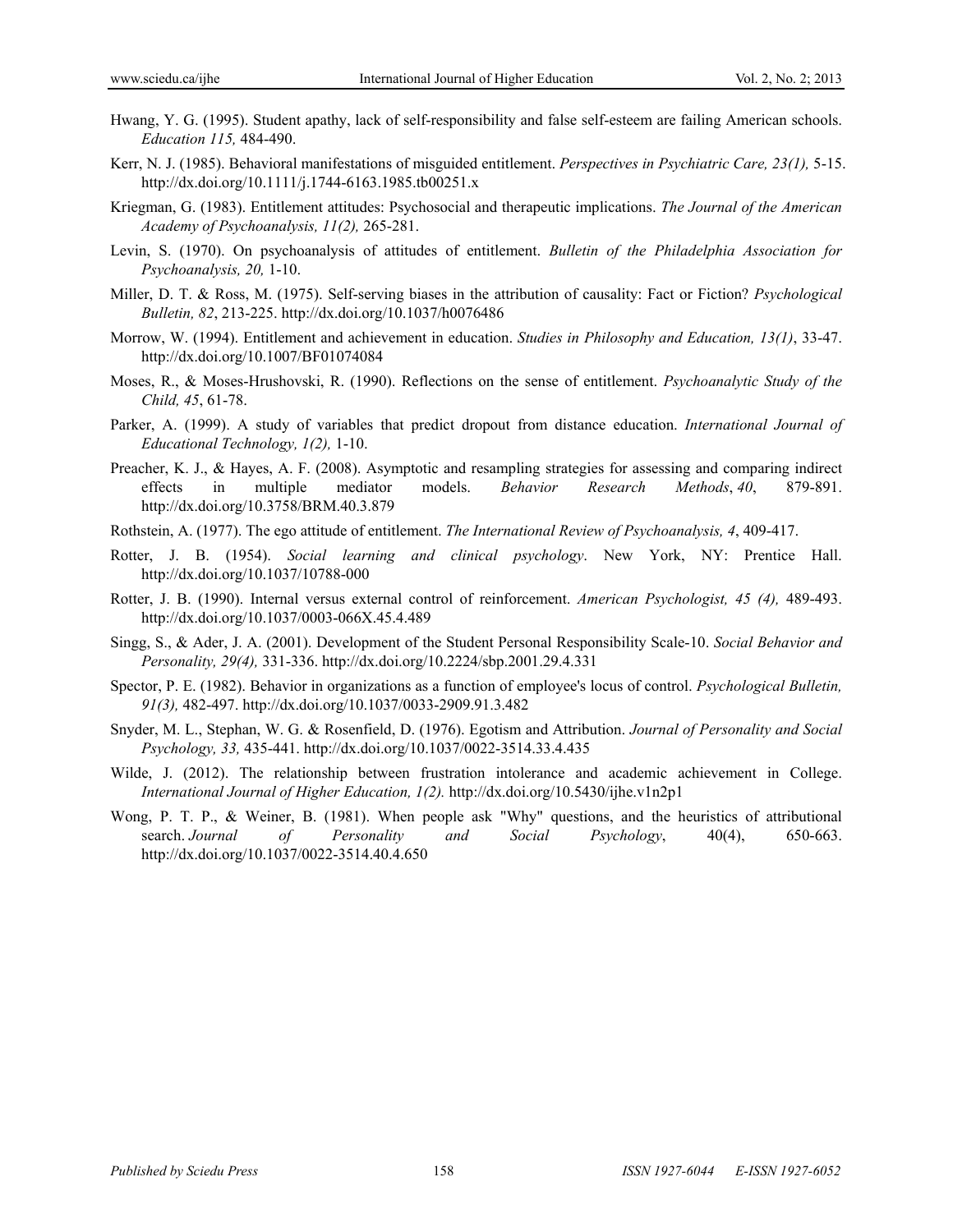Hwang, Y. G. (1995). Student apathy, lack of self-responsibility and false self-esteem are failing American schools. *Education 115,* 484-490.

Kerr, N. J. (1985). Behavioral manifestations of misguided entitlement. *Perspectives in Psychiatric Care, 23(1),* 5-15. http://dx.doi.org/10.1111/j.1744-6163.1985.tb00251.x

Kriegman, G. (1983). Entitlement attitudes: Psychosocial and therapeutic implications. *The Journal of the American Academy of Psychoanalysis, 11(2),* 265-281.

Levin, S. (1970). On psychoanalysis of attitudes of entitlement. *Bulletin of the Philadelphia Association for Psychoanalysis, 20,* 1-10.

Miller, D. T. & Ross, M. (1975). Self-serving biases in the attribution of causality: Fact or Fiction? *Psychological Bulletin, 82*, 213-225. http://dx.doi.org/10.1037/h0076486

Morrow, W. (1994). Entitlement and achievement in education. *Studies in Philosophy and Education, 13(1)*, 33-47. http://dx.doi.org/10.1007/BF01074084

Moses, R., & Moses-Hrushovski, R. (1990). Reflections on the sense of entitlement. *Psychoanalytic Study of the Child, 45*, 61-78.

Parker, A. (1999). A study of variables that predict dropout from distance education. *International Journal of Educational Technology, 1(2),* 1-10.

Preacher, K. J., & Hayes, A. F. (2008). Asymptotic and resampling strategies for assessing and comparing indirect effects in multiple mediator models. *Behavior Research Methods*, *40*, 879-891. http://dx.doi.org/10.3758/BRM.40.3.879

Rothstein, A. (1977). The ego attitude of entitlement. *The International Review of Psychoanalysis, 4*, 409-417.

Rotter, J. B. (1954). *Social learning and clinical psychology*. New York, NY: Prentice Hall. http://dx.doi.org/10.1037/10788-000

Rotter, J. B. (1990). Internal versus external control of reinforcement. *American Psychologist, 45 (4),* 489-493. http://dx.doi.org/10.1037/0003-066X.45.4.489

Singg, S., & Ader, J. A. (2001). Development of the Student Personal Responsibility Scale-10. *Social Behavior and Personality, 29(4),* 331-336. http://dx.doi.org/10.2224/sbp.2001.29.4.331

Spector, P. E. (1982). Behavior in organizations as a function of employee's locus of control. *Psychological Bulletin, 91(3),* 482-497. http://dx.doi.org/10.1037/0033-2909.91.3.482

Snyder, M. L., Stephan, W. G. & Rosenfield, D. (1976). Egotism and Attribution. *Journal of Personality and Social Psychology, 33,* 435-441. http://dx.doi.org/10.1037/0022-3514.33.4.435

Wilde, J. (2012). The relationship between frustration intolerance and academic achievement in College. *International Journal of Higher Education, 1(2).* http://dx.doi.org/10.5430/ijhe.v1n2p1

Wong, P. T. P., & Weiner, B. (1981). When people ask "Why" questions, and the heuristics of attributional search. *Journal of Personality and Social Psychology*, 40(4), 650-663. http://dx.doi.org/10.1037/0022-3514.40.4.650